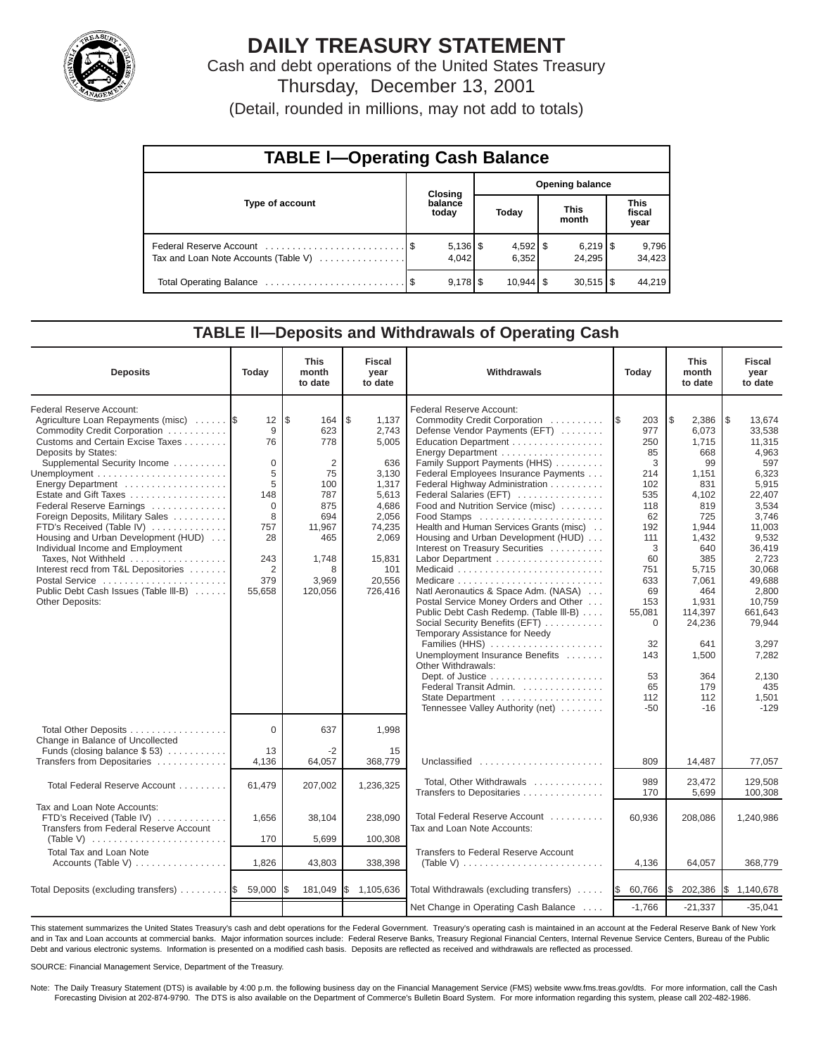# DAILY TREASURY STATEMENT

Cash and debt operations of the United States Treasury

Thursday, December 13, 2001

(Detail, rounded in millions, may not add to totals)

## TABLE I—Operating Cash Balance

| Type of account | Closing balance today | Opening balance Today | Opening balance This month | Opening balance This fiscal year |
|---|---|---|---|---|
| Federal Reserve Account | $ 5,136 | $ 4,592 | $ 6,219 | $ 9,796 |
| Tax and Loan Note Accounts (Table V) | 4,042 | 6,352 | 24,295 | 34,423 |
| Total Operating Balance | $ 9,178 | $ 10,944 | $ 30,515 | $ 44,219 |

## TABLE II—Deposits and Withdrawals of Operating Cash

| Deposits | Today | This month to date | Fiscal year to date | Withdrawals | Today | This month to date | Fiscal year to date |
|---|---|---|---|---|---|---|---|
| Federal Reserve Account: | | | | Federal Reserve Account: | | | |
| Agriculture Loan Repayments (misc) | $ 12 | $ 164 | $ 1,137 | Commodity Credit Corporation | $ 203 | $ 2,386 | $ 13,674 |
| Commodity Credit Corporation | 9 | 623 | 2,743 | Defense Vendor Payments (EFT) | 977 | 6,073 | 33,538 |
| Customs and Certain Excise Taxes | 76 | 778 | 5,005 | Education Department | 250 | 1,715 | 11,315 |
| Deposits by States: | | | | Energy Department | 85 | 668 | 4,963 |
| Supplemental Security Income | 0 | 2 | 636 | Family Support Payments (HHS) | 3 | 99 | 597 |
| Unemployment | 5 | 75 | 3,130 | Federal Employees Insurance Payments | 214 | 1,151 | 6,323 |
| Energy Department | 5 | 100 | 1,317 | Federal Highway Administration | 102 | 831 | 5,915 |
| Estate and Gift Taxes | 148 | 787 | 5,613 | Federal Salaries (EFT) | 535 | 4,102 | 22,407 |
| Federal Reserve Earnings | 0 | 875 | 4,686 | Food and Nutrition Service (misc) | 118 | 819 | 3,534 |
| Foreign Deposits, Military Sales | 8 | 694 | 2,056 | Food Stamps | 62 | 725 | 3,746 |
| FTD's Received (Table IV) | 757 | 11,967 | 74,235 | Health and Human Services Grants (misc) | 192 | 1,944 | 11,003 |
| Housing and Urban Development (HUD) | 28 | 465 | 2,069 | Housing and Urban Development (HUD) | 111 | 1,432 | 9,532 |
| Individual Income and Employment Taxes, Not Withheld | 243 | 1,748 | 15,831 | Interest on Treasury Securities | 3 | 640 | 36,419 |
| Interest recd from T&L Depositories | 2 | 8 | 101 | Labor Department | 60 | 385 | 2,723 |
| Postal Service | 379 | 3,969 | 20,556 | Medicaid | 751 | 5,715 | 30,068 |
| Public Debt Cash Issues (Table III-B) | 55,658 | 120,056 | 726,416 | Medicare | 633 | 7,061 | 49,688 |
| Other Deposits: | | | | Natl Aeronautics & Space Adm. (NASA) | 69 | 464 | 2,800 |
| | | | | Postal Service Money Orders and Other | 153 | 1,931 | 10,759 |
| | | | | Public Debt Cash Redemp. (Table III-B) | 55,081 | 114,397 | 661,643 |
| | | | | Social Security Benefits (EFT) | 0 | 24,236 | 79,944 |
| | | | | Temporary Assistance for Needy Families (HHS) | 32 | 641 | 3,297 |
| | | | | Unemployment Insurance Benefits | 143 | 1,500 | 7,282 |
| | | | | Other Withdrawals: | | | |
| | | | | Dept. of Justice | 53 | 364 | 2,130 |
| | | | | Federal Transit Admin. | 65 | 179 | 435 |
| | | | | State Department | 112 | 112 | 1,501 |
| | | | | Tennessee Valley Authority (net) | -50 | -16 | -129 |
| Total Other Deposits | 0 | 637 | 1,998 | | | | |
| Change in Balance of Uncollected Funds (closing balance $ 53) | 13 | -2 | 15 | | | | |
| Transfers from Depositaries | 4,136 | 64,057 | 368,779 | Unclassified | 809 | 14,487 | 77,057 |
| Total Federal Reserve Account | 61,479 | 207,002 | 1,236,325 | Total, Other Withdrawals | 989 | 23,472 | 129,508 |
| | | | | Transfers to Depositaries | 170 | 5,699 | 100,308 |
| Tax and Loan Note Accounts: | | | | | | | |
| FTD's Received (Table IV) | 1,656 | 38,104 | 238,090 | Total Federal Reserve Account | 60,936 | 208,086 | 1,240,986 |
| Transfers from Federal Reserve Account (Table V) | 170 | 5,699 | 100,308 | Tax and Loan Note Accounts: | | | |
| Total Tax and Loan Note Accounts (Table V) | 1,826 | 43,803 | 338,398 | Transfers to Federal Reserve Account (Table V) | 4,136 | 64,057 | 368,779 |
| Total Deposits (excluding transfers) | $ 59,000 | $ 181,049 | $ 1,105,636 | Total Withdrawals (excluding transfers) | $ 60,766 | $ 202,386 | $ 1,140,678 |
| | | | | Net Change in Operating Cash Balance | -1,766 | -21,337 | -35,041 |

This statement summarizes the United States Treasury's cash and debt operations for the Federal Government. Treasury's operating cash is maintained in an account at the Federal Reserve Bank of New York and in Tax and Loan accounts at commercial banks. Major information sources include: Federal Reserve Banks, Treasury Regional Financial Centers, Internal Revenue Service Centers, Bureau of the Public Debt and various electronic systems. Information is presented on a modified cash basis. Deposits are reflected as received and withdrawals are reflected as processed.

SOURCE: Financial Management Service, Department of the Treasury.

Note: The Daily Treasury Statement (DTS) is available by 4:00 p.m. the following business day on the Financial Management Service (FMS) website www.fms.treas.gov/dts. For more information, call the Cash Forecasting Division at 202-874-9790. The DTS is also available on the Department of Commerce's Bulletin Board System. For more information regarding this system, please call 202-482-1986.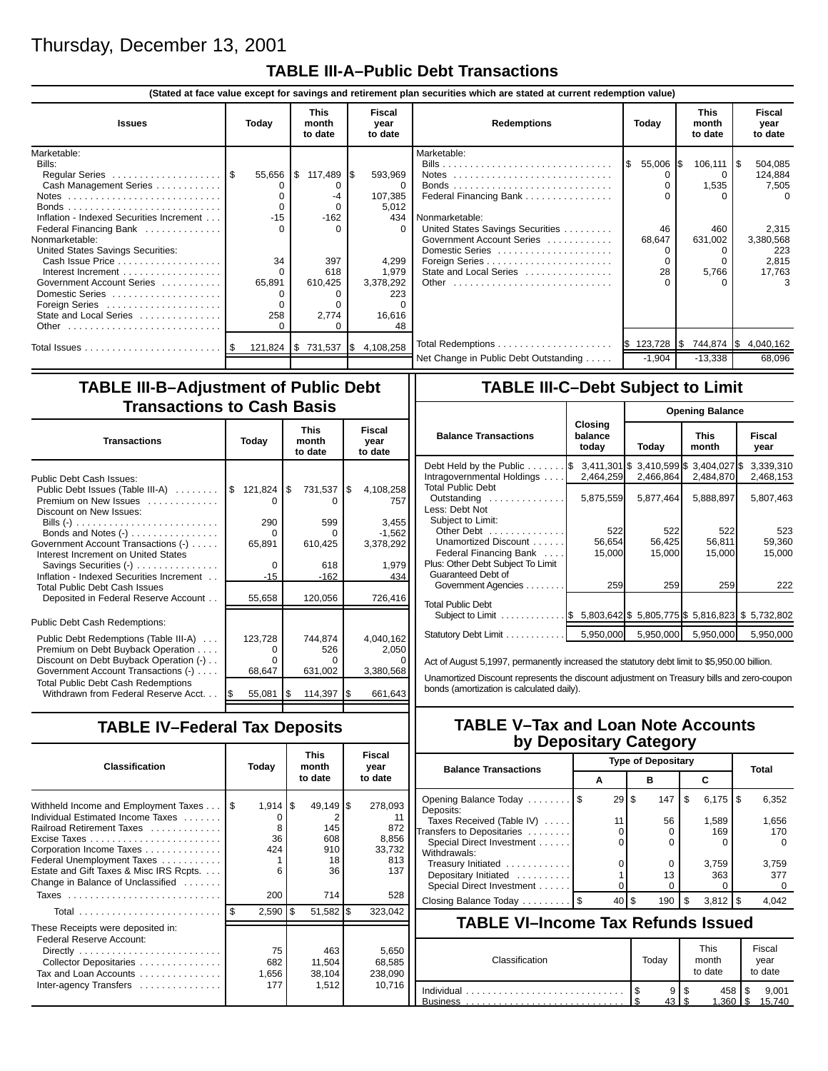Thursday, December 13, 2001

## TABLE III-A–Public Debt Transactions

(Stated at face value except for savings and retirement plan securities which are stated at current redemption value)

| Issues | Today | This month to date | Fiscal year to date |
|---|---|---|---|
| Marketable: | | | |
| Bills: | | | |
| Regular Series | $ 55,656 | $ 117,489 | $ 593,969 |
| Cash Management Series | 0 | 0 | 0 |
| Notes | 0 | -4 | 107,385 |
| Bonds | 0 | 0 | 5,012 |
| Inflation - Indexed Securities Increment | -15 | -162 | 434 |
| Federal Financing Bank | 0 | 0 | 0 |
| Nonmarketable: | | | |
| United States Savings Securities: | | | |
| Cash Issue Price | 34 | 397 | 4,299 |
| Interest Increment | 0 | 618 | 1,979 |
| Government Account Series | 65,891 | 610,425 | 3,378,292 |
| Domestic Series | 0 | 0 | 223 |
| Foreign Series | 0 | 0 | 0 |
| State and Local Series | 258 | 2,774 | 16,616 |
| Other | 0 | 0 | 48 |
| Total Issues | $ 121,824 | $ 731,537 | $ 4,108,258 |

| Redemptions | Today | This month to date | Fiscal year to date |
|---|---|---|---|
| Marketable: | | | |
| Bills | $ 55,006 | $ 106,111 | $ 504,085 |
| Notes | 0 | 0 | 124,884 |
| Bonds | 0 | 1,535 | 7,505 |
| Federal Financing Bank | 0 | 0 | 0 |
| Nonmarketable: | | | |
| United States Savings Securities | 46 | 460 | 2,315 |
| Government Account Series | 68,647 | 631,002 | 3,380,568 |
| Domestic Series | 0 | 0 | 223 |
| Foreign Series | 0 | 0 | 2,815 |
| State and Local Series | 28 | 5,766 | 17,763 |
| Other | 0 | 0 | 3 |
| Total Redemptions | $ 123,728 | $ 744,874 | $ 4,040,162 |
| Net Change in Public Debt Outstanding | -1,904 | -13,338 | 68,096 |

## TABLE III-B–Adjustment of Public Debt Transactions to Cash Basis

| Transactions | Today | This month to date | Fiscal year to date |
|---|---|---|---|
| Public Debt Cash Issues: | | | |
| Public Debt Issues (Table III-A) | $ 121,824 | $ 731,537 | $ 4,108,258 |
| Premium on New Issues | 0 | 0 | 757 |
| Discount on New Issues: | | | |
| Bills (-) | 290 | 599 | 3,455 |
| Bonds and Notes (-) | 0 | 0 | -1,562 |
| Government Account Transactions (-) | 65,891 | 610,425 | 3,378,292 |
| Interest Increment on United States Savings Securities (-) | 0 | 618 | 1,979 |
| Inflation - Indexed Securities Increment | -15 | -162 | 434 |
| Total Public Debt Cash Issues Deposited in Federal Reserve Account | 55,658 | 120,056 | 726,416 |
| Public Debt Cash Redemptions: | | | |
| Public Debt Redemptions (Table III-A) | 123,728 | 744,874 | 4,040,162 |
| Premium on Debt Buyback Operation | 0 | 526 | 2,050 |
| Discount on Debt Buyback Operation (-) | 0 | 0 | 0 |
| Government Account Transactions (-) | 68,647 | 631,002 | 3,380,568 |
| Total Public Debt Cash Redemptions Withdrawn from Federal Reserve Acct. | $ 55,081 | $ 114,397 | $ 661,643 |

## TABLE III-C–Debt Subject to Limit

| Balance Transactions | Closing balance today | Opening Balance Today | Opening Balance This month | Opening Balance Fiscal year |
|---|---|---|---|---|
| Debt Held by the Public | $ 3,411,301 | $ 3,410,599 | $ 3,404,027 | $ 3,339,310 |
| Intragovernmental Holdings | 2,464,259 | 2,466,864 | 2,484,870 | 2,468,153 |
| Total Public Debt Outstanding | 5,875,559 | 5,877,464 | 5,888,897 | 5,807,463 |
| Less: Debt Not Subject to Limit: | | | | |
| Other Debt | 522 | 522 | 522 | 523 |
| Unamortized Discount | 56,654 | 56,425 | 56,811 | 59,360 |
| Federal Financing Bank | 15,000 | 15,000 | 15,000 | 15,000 |
| Plus: Other Debt Subject To Limit Guaranteed Debt of Government Agencies | 259 | 259 | 259 | 222 |
| Total Public Debt Subject to Limit | $ 5,803,642 | $ 5,805,775 | $ 5,816,823 | $ 5,732,802 |
| Statutory Debt Limit | 5,950,000 | 5,950,000 | 5,950,000 | 5,950,000 |

Act of August 5,1997, permanently increased the statutory debt limit to $5,950.00 billion.

Unamortized Discount represents the discount adjustment on Treasury bills and zero-coupon bonds (amortization is calculated daily).

## TABLE IV–Federal Tax Deposits

| Classification | Today | This month to date | Fiscal year to date |
|---|---|---|---|
| Withheld Income and Employment Taxes | $ 1,914 | $ 49,149 | $ 278,093 |
| Individual Estimated Income Taxes | 0 | 2 | 11 |
| Railroad Retirement Taxes | 8 | 145 | 872 |
| Excise Taxes | 36 | 608 | 8,856 |
| Corporation Income Taxes | 424 | 910 | 33,732 |
| Federal Unemployment Taxes | 1 | 18 | 813 |
| Estate and Gift Taxes & Misc IRS Rcpts. | 6 | 36 | 137 |
| Change in Balance of Unclassified Taxes | 200 | 714 | 528 |
| Total | $ 2,590 | $ 51,582 | $ 323,042 |
| These Receipts were deposited in: | | | |
| Federal Reserve Account: | | | |
| Directly | 75 | 463 | 5,650 |
| Collector Depositaries | 682 | 11,504 | 68,585 |
| Tax and Loan Accounts | 1,656 | 38,104 | 238,090 |
| Inter-agency Transfers | 177 | 1,512 | 10,716 |

## TABLE V–Tax and Loan Note Accounts by Depositary Category

| Balance Transactions | Type of Depositary A | Type of Depositary B | Type of Depositary C | Total |
|---|---|---|---|---|
| Opening Balance Today | $ 29 | $ 147 | $ 6,175 | $ 6,352 |
| Deposits: | | | | |
| Taxes Received (Table IV) | 11 | 56 | 1,589 | 1,656 |
| Transfers to Depositaries | 0 | 0 | 169 | 170 |
| Special Direct Investment | 0 | 0 | 0 | 0 |
| Withdrawals: | | | | |
| Treasury Initiated | 0 | 0 | 3,759 | 3,759 |
| Depositary Initiated | 1 | 13 | 363 | 377 |
| Special Direct Investment | 0 | 0 | 0 | 0 |
| Closing Balance Today | $ 40 | $ 190 | $ 3,812 | $ 4,042 |

## TABLE VI–Income Tax Refunds Issued

| Classification | Today | This month to date | Fiscal year to date |
|---|---|---|---|
| Individual | $ 9 | $ 458 | $ 9,001 |
| Business | $ 43 | $ 1,360 | $ 15,740 |